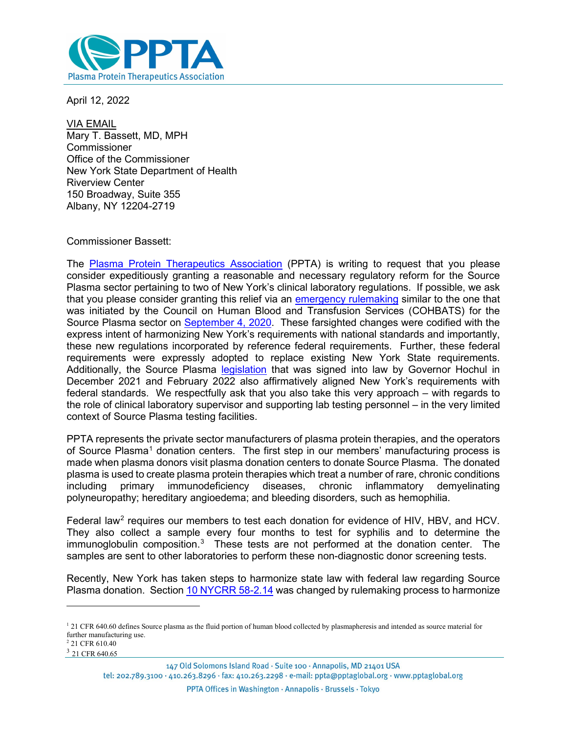PPTA
Plasma Protein Therapeutics Association

April 12, 2022

VIA EMAIL
Mary T. Bassett, MD, MPH
Commissioner
Office of the Commissioner
New York State Department of Health
Riverview Center
150 Broadway, Suite 355
Albany, NY 12204-2719

Commissioner Bassett:

The Plasma Protein Therapeutics Association (PPTA) is writing to request that you please consider expeditiously granting a reasonable and necessary regulatory reform for the Source Plasma sector pertaining to two of New York's clinical laboratory regulations. If possible, we ask that you please consider granting this relief via an emergency rulemaking similar to the one that was initiated by the Council on Human Blood and Transfusion Services (COHBATS) for the Source Plasma sector on September 4, 2020. These farsighted changes were codified with the express intent of harmonizing New York's requirements with national standards and importantly, these new regulations incorporated by reference federal requirements. Further, these federal requirements were expressly adopted to replace existing New York State requirements. Additionally, the Source Plasma legislation that was signed into law by Governor Hochul in December 2021 and February 2022 also affirmatively aligned New York's requirements with federal standards. We respectfully ask that you also take this very approach – with regards to the role of clinical laboratory supervisor and supporting lab testing personnel – in the very limited context of Source Plasma testing facilities.

PPTA represents the private sector manufacturers of plasma protein therapies, and the operators of Source Plasma[1] donation centers. The first step in our members' manufacturing process is made when plasma donors visit plasma donation centers to donate Source Plasma. The donated plasma is used to create plasma protein therapies which treat a number of rare, chronic conditions including primary immunodeficiency diseases, chronic inflammatory demyelinating polyneuropathy; hereditary angioedema; and bleeding disorders, such as hemophilia.

Federal law[2] requires our members to test each donation for evidence of HIV, HBV, and HCV. They also collect a sample every four months to test for syphilis and to determine the immunoglobulin composition.[3] These tests are not performed at the donation center. The samples are sent to other laboratories to perform these non-diagnostic donor screening tests.

Recently, New York has taken steps to harmonize state law with federal law regarding Source Plasma donation. Section 10 NYCRR 58-2.14 was changed by rulemaking process to harmonize

---

[1] 21 CFR 640.60 defines Source plasma as the fluid portion of human blood collected by plasmapheresis and intended as source material for further manufacturing use.
[2] 21 CFR 610.40
[3] 21 CFR 640.65

147 Old Solomons Island Road · Suite 100 · Annapolis, MD 21401 USA
tel: 202.789.3100 · 410.263.8296 · fax: 410.263.2298 · e-mail: ppta@pptaglobal.org · www.pptaglobal.org
PPTA Offices in Washington · Annapolis · Brussels · Tokyo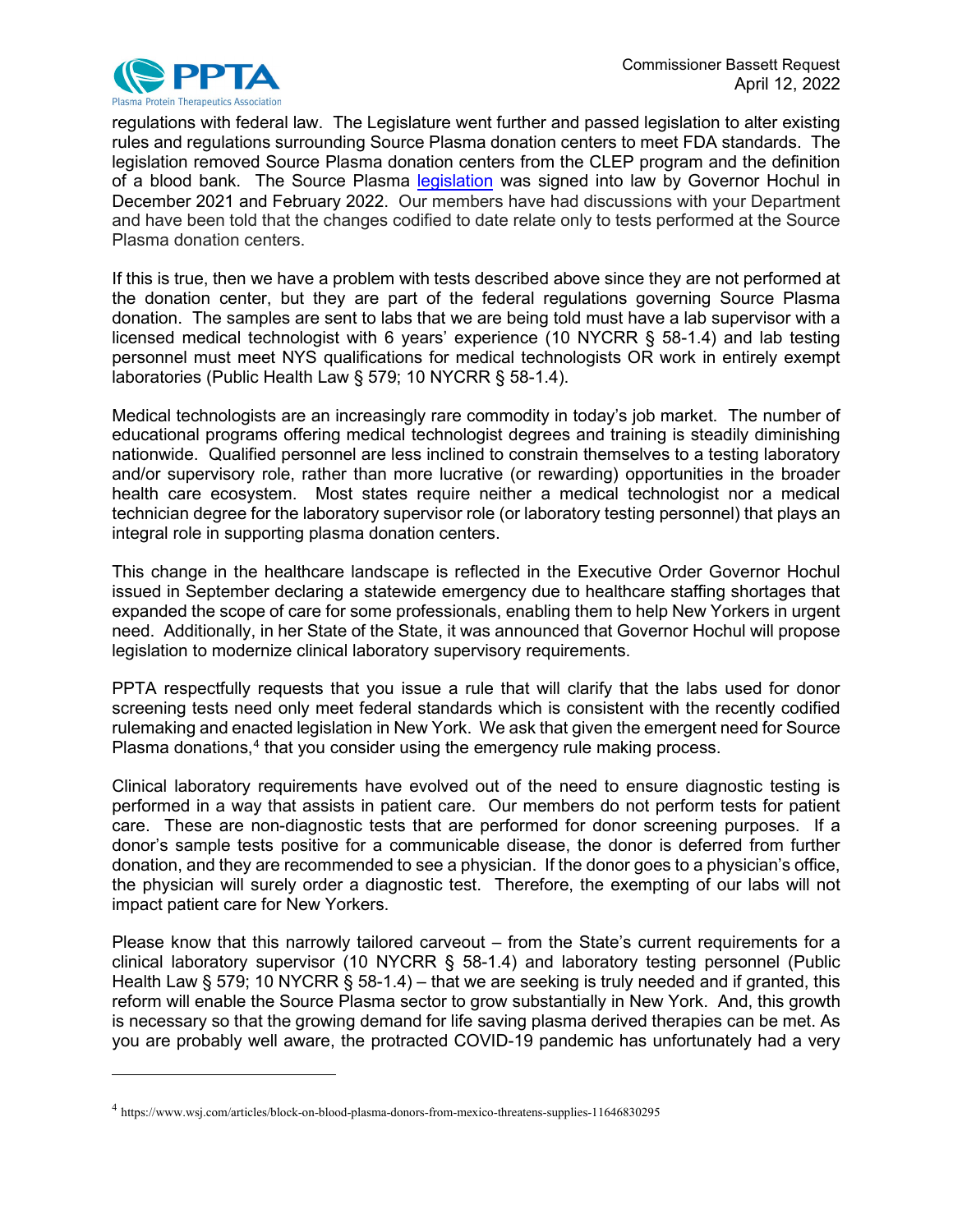regulations with federal law. The Legislature went further and passed legislation to alter existing rules and regulations surrounding Source Plasma donation centers to meet FDA standards. The legislation removed Source Plasma donation centers from the CLEP program and the definition of a blood bank. The Source Plasma legislation was signed into law by Governor Hochul in December 2021 and February 2022. Our members have had discussions with your Department and have been told that the changes codified to date relate only to tests performed at the Source Plasma donation centers.

If this is true, then we have a problem with tests described above since they are not performed at the donation center, but they are part of the federal regulations governing Source Plasma donation. The samples are sent to labs that we are being told must have a lab supervisor with a licensed medical technologist with 6 years' experience (10 NYCRR § 58-1.4) and lab testing personnel must meet NYS qualifications for medical technologists OR work in entirely exempt laboratories (Public Health Law § 579; 10 NYCRR § 58-1.4).

Medical technologists are an increasingly rare commodity in today's job market. The number of educational programs offering medical technologist degrees and training is steadily diminishing nationwide. Qualified personnel are less inclined to constrain themselves to a testing laboratory and/or supervisory role, rather than more lucrative (or rewarding) opportunities in the broader health care ecosystem. Most states require neither a medical technologist nor a medical technician degree for the laboratory supervisor role (or laboratory testing personnel) that plays an integral role in supporting plasma donation centers.

This change in the healthcare landscape is reflected in the Executive Order Governor Hochul issued in September declaring a statewide emergency due to healthcare staffing shortages that expanded the scope of care for some professionals, enabling them to help New Yorkers in urgent need. Additionally, in her State of the State, it was announced that Governor Hochul will propose legislation to modernize clinical laboratory supervisory requirements.

PPTA respectfully requests that you issue a rule that will clarify that the labs used for donor screening tests need only meet federal standards which is consistent with the recently codified rulemaking and enacted legislation in New York. We ask that given the emergent need for Source Plasma donations,[4] that you consider using the emergency rule making process.

Clinical laboratory requirements have evolved out of the need to ensure diagnostic testing is performed in a way that assists in patient care. Our members do not perform tests for patient care. These are non-diagnostic tests that are performed for donor screening purposes. If a donor's sample tests positive for a communicable disease, the donor is deferred from further donation, and they are recommended to see a physician. If the donor goes to a physician's office, the physician will surely order a diagnostic test. Therefore, the exempting of our labs will not impact patient care for New Yorkers.

Please know that this narrowly tailored carveout – from the State's current requirements for a clinical laboratory supervisor (10 NYCRR § 58-1.4) and laboratory testing personnel (Public Health Law § 579; 10 NYCRR § 58-1.4) – that we are seeking is truly needed and if granted, this reform will enable the Source Plasma sector to grow substantially in New York. And, this growth is necessary so that the growing demand for life saving plasma derived therapies can be met. As you are probably well aware, the protracted COVID-19 pandemic has unfortunately had a very

[4] https://www.wsj.com/articles/block-on-blood-plasma-donors-from-mexico-threatens-supplies-11646830295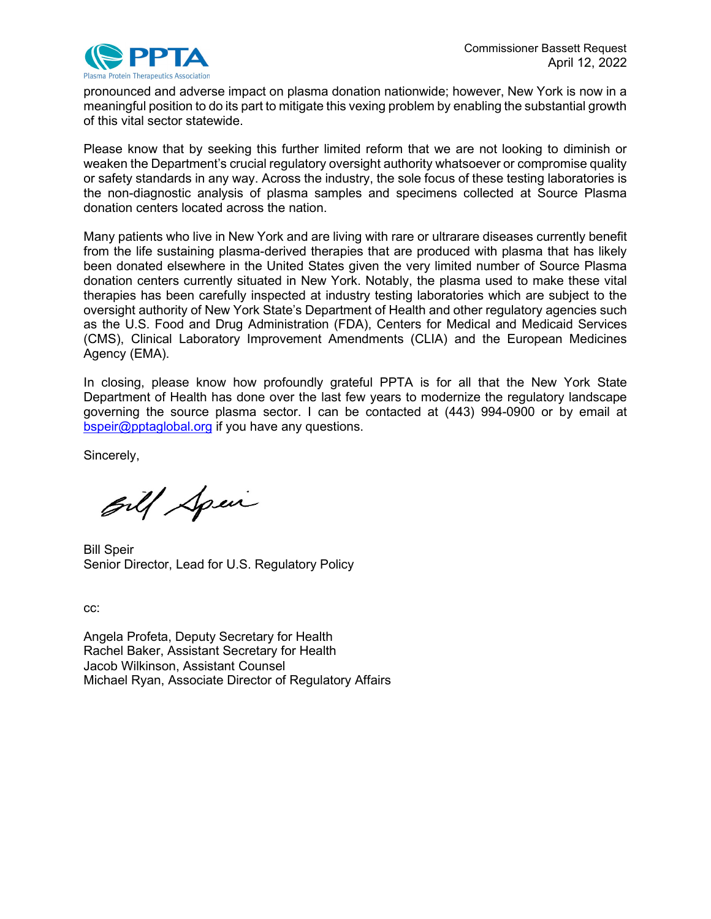pronounced and adverse impact on plasma donation nationwide; however, New York is now in a meaningful position to do its part to mitigate this vexing problem by enabling the substantial growth of this vital sector statewide.

Please know that by seeking this further limited reform that we are not looking to diminish or weaken the Department's crucial regulatory oversight authority whatsoever or compromise quality or safety standards in any way. Across the industry, the sole focus of these testing laboratories is the non-diagnostic analysis of plasma samples and specimens collected at Source Plasma donation centers located across the nation.

Many patients who live in New York and are living with rare or ultrarare diseases currently benefit from the life sustaining plasma-derived therapies that are produced with plasma that has likely been donated elsewhere in the United States given the very limited number of Source Plasma donation centers currently situated in New York. Notably, the plasma used to make these vital therapies has been carefully inspected at industry testing laboratories which are subject to the oversight authority of New York State's Department of Health and other regulatory agencies such as the U.S. Food and Drug Administration (FDA), Centers for Medical and Medicaid Services (CMS), Clinical Laboratory Improvement Amendments (CLIA) and the European Medicines Agency (EMA).

In closing, please know how profoundly grateful PPTA is for all that the New York State Department of Health has done over the last few years to modernize the regulatory landscape governing the source plasma sector. I can be contacted at (443) 994-0900 or by email at bspeir@pptaglobal.org if you have any questions.

Sincerely,

Bill Speir
Senior Director, Lead for U.S. Regulatory Policy

cc:

Angela Profeta, Deputy Secretary for Health
Rachel Baker, Assistant Secretary for Health
Jacob Wilkinson, Assistant Counsel
Michael Ryan, Associate Director of Regulatory Affairs